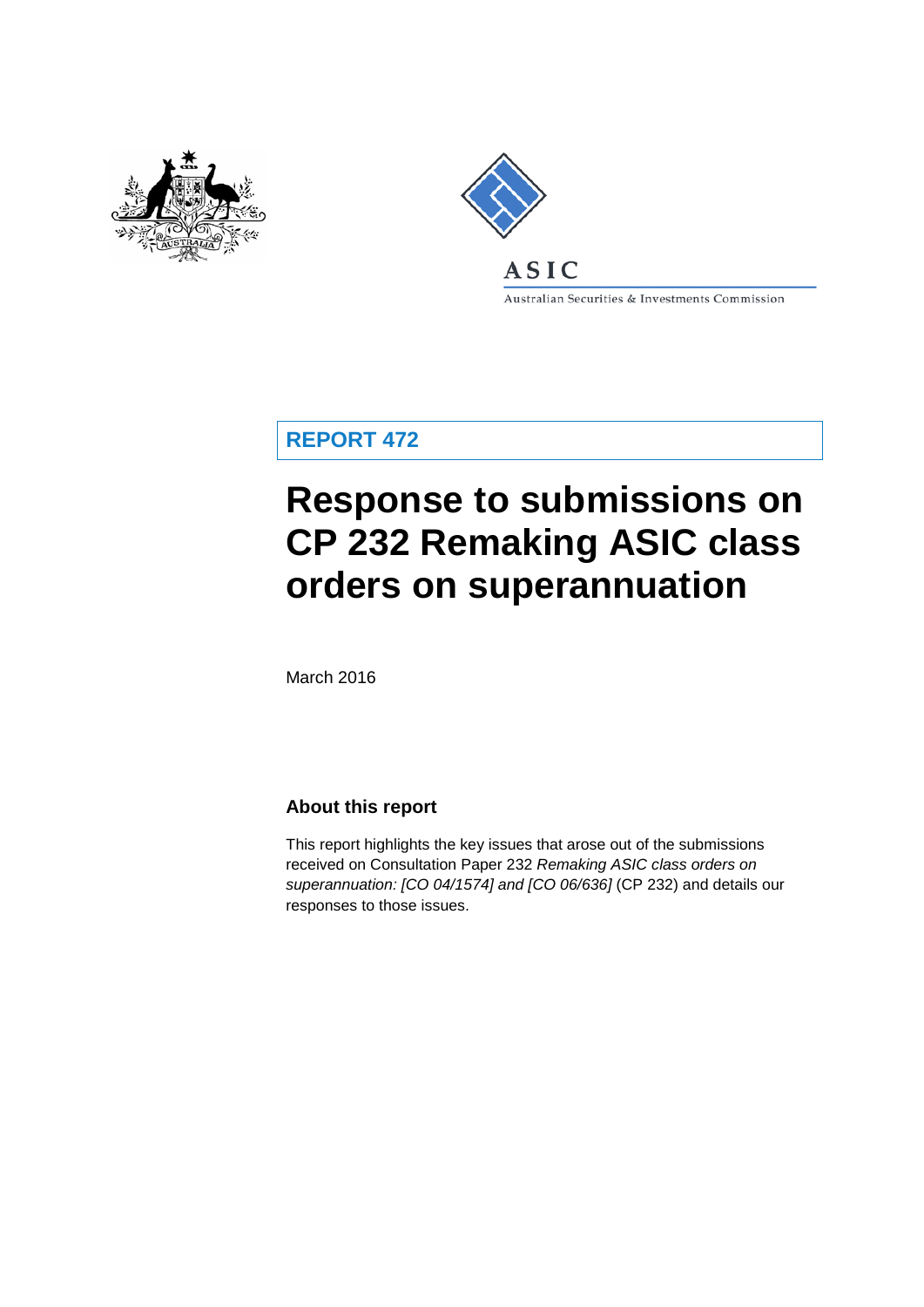ASIC

Australian Securities & Investments Commission

**REPORT 472**

# Response to submissions on CP 232 Remaking ASIC class orders on superannuation

March 2016

## About this report

This report highlights the key issues that arose out of the submissions received on Consultation Paper 232 *Remaking ASIC class orders on superannuation: [CO 04/1574] and [CO 06/636]* (CP 232) and details our responses to those issues.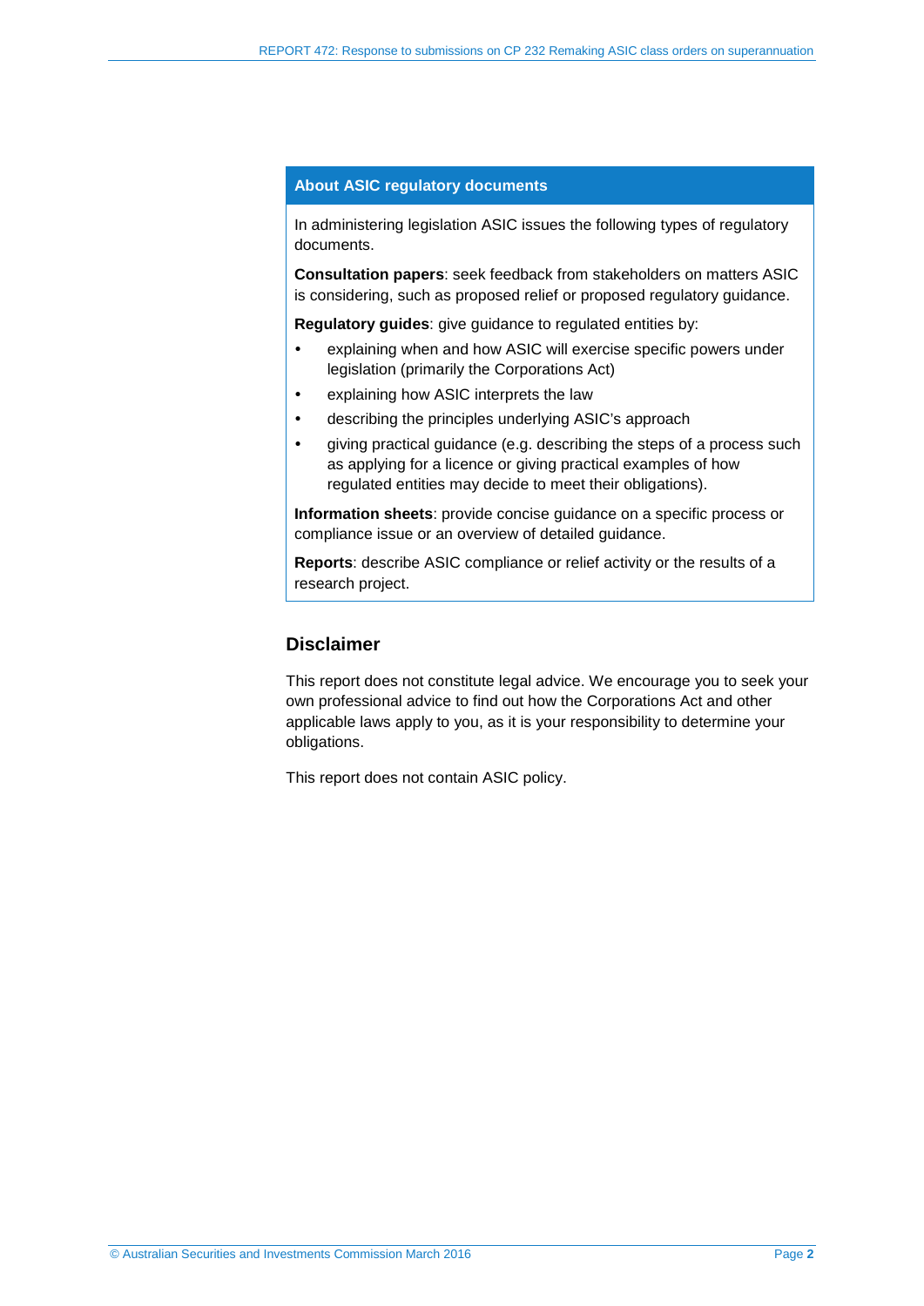## About ASIC regulatory documents

In administering legislation ASIC issues the following types of regulatory documents.

**Consultation papers**: seek feedback from stakeholders on matters ASIC is considering, such as proposed relief or proposed regulatory guidance.

**Regulatory guides**: give guidance to regulated entities by:

- explaining when and how ASIC will exercise specific powers under legislation (primarily the Corporations Act)
- explaining how ASIC interprets the law
- describing the principles underlying ASIC's approach
- giving practical guidance (e.g. describing the steps of a process such as applying for a licence or giving practical examples of how regulated entities may decide to meet their obligations).

**Information sheets**: provide concise guidance on a specific process or compliance issue or an overview of detailed guidance.

**Reports**: describe ASIC compliance or relief activity or the results of a research project.

## Disclaimer

This report does not constitute legal advice. We encourage you to seek your own professional advice to find out how the Corporations Act and other applicable laws apply to you, as it is your responsibility to determine your obligations.

This report does not contain ASIC policy.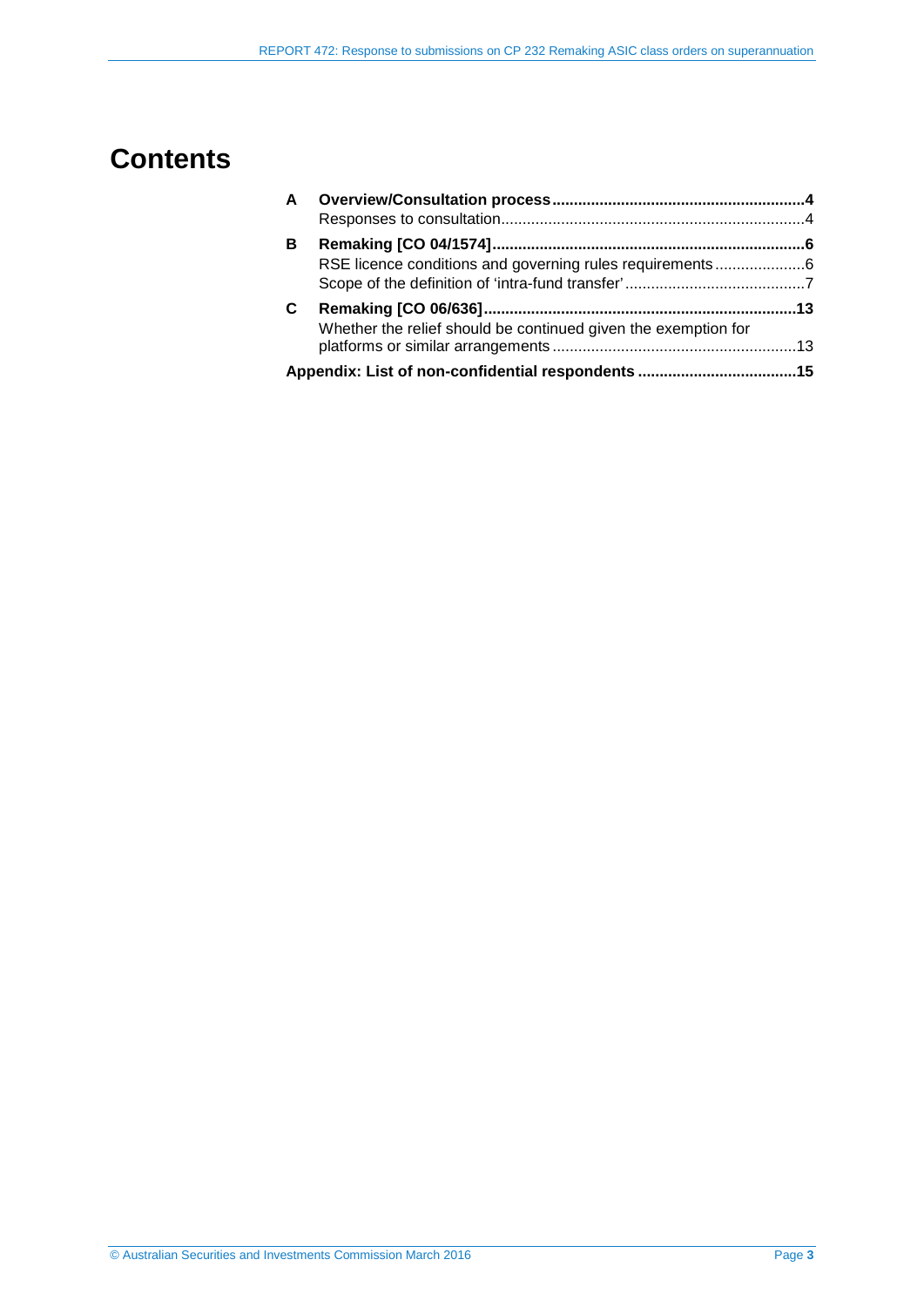# Contents

| | | |
|---|---|---|
| **A** | **Overview/Consultation process** | **4** |
| | Responses to consultation | 4 |
| **B** | **Remaking [CO 04/1574]** | **6** |
| | RSE licence conditions and governing rules requirements | 6 |
| | Scope of the definition of 'intra-fund transfer' | 7 |
| **C** | **Remaking [CO 06/636]** | **13** |
| | Whether the relief should be continued given the exemption for platforms or similar arrangements | 13 |
| **Appendix: List of non-confidential respondents** | | **15** |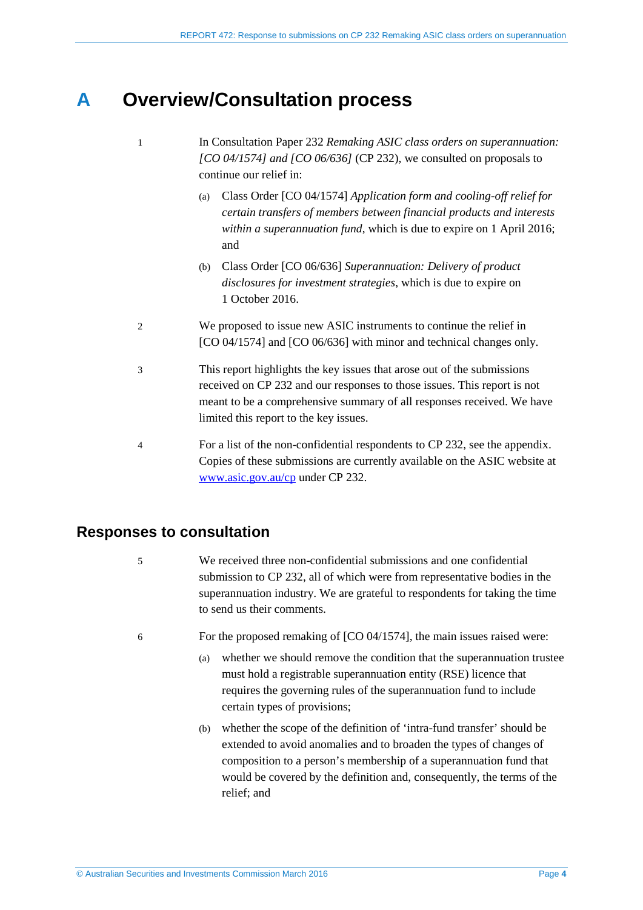# A Overview/Consultation process

1 In Consultation Paper 232 *Remaking ASIC class orders on superannuation: [CO 04/1574] and [CO 06/636]* (CP 232), we consulted on proposals to continue our relief in:

(a) Class Order [CO 04/1574] *Application form and cooling-off relief for certain transfers of members between financial products and interests within a superannuation fund*, which is due to expire on 1 April 2016; and

(b) Class Order [CO 06/636] *Superannuation: Delivery of product disclosures for investment strategies*, which is due to expire on 1 October 2016.

2 We proposed to issue new ASIC instruments to continue the relief in [CO 04/1574] and [CO 06/636] with minor and technical changes only.

3 This report highlights the key issues that arose out of the submissions received on CP 232 and our responses to those issues. This report is not meant to be a comprehensive summary of all responses received. We have limited this report to the key issues.

4 For a list of the non-confidential respondents to CP 232, see the appendix. Copies of these submissions are currently available on the ASIC website at www.asic.gov.au/cp under CP 232.

## Responses to consultation

5 We received three non-confidential submissions and one confidential submission to CP 232, all of which were from representative bodies in the superannuation industry. We are grateful to respondents for taking the time to send us their comments.

6 For the proposed remaking of [CO 04/1574], the main issues raised were:

(a) whether we should remove the condition that the superannuation trustee must hold a registrable superannuation entity (RSE) licence that requires the governing rules of the superannuation fund to include certain types of provisions;

(b) whether the scope of the definition of 'intra-fund transfer' should be extended to avoid anomalies and to broaden the types of changes of composition to a person's membership of a superannuation fund that would be covered by the definition and, consequently, the terms of the relief; and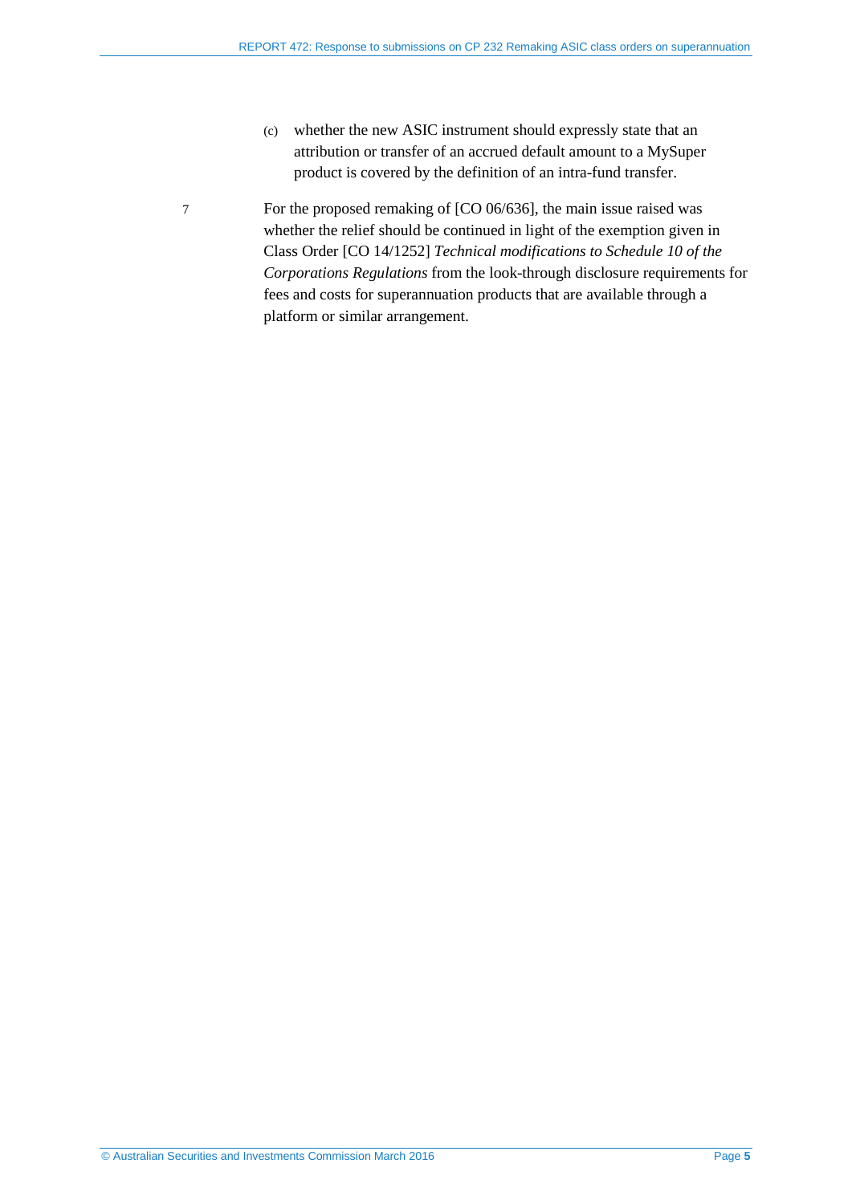(c) whether the new ASIC instrument should expressly state that an attribution or transfer of an accrued default amount to a MySuper product is covered by the definition of an intra-fund transfer.

7 For the proposed remaking of [CO 06/636], the main issue raised was whether the relief should be continued in light of the exemption given in Class Order [CO 14/1252] *Technical modifications to Schedule 10 of the Corporations Regulations* from the look-through disclosure requirements for fees and costs for superannuation products that are available through a platform or similar arrangement.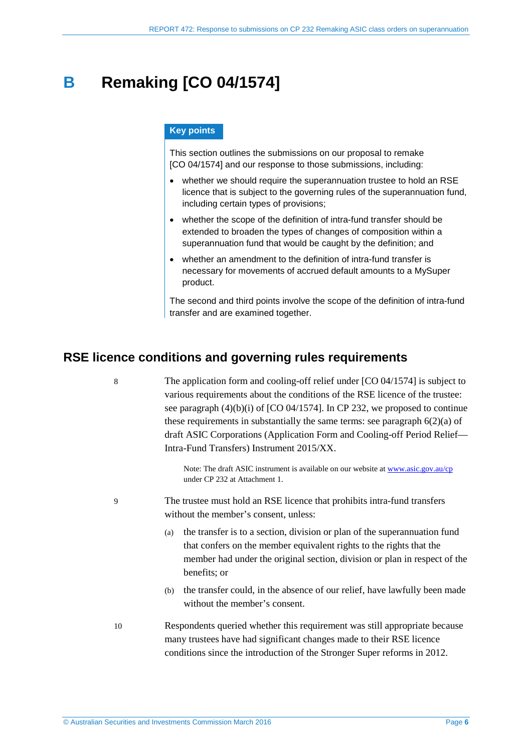# B Remaking [CO 04/1574]

**Key points**

This section outlines the submissions on our proposal to remake [CO 04/1574] and our response to those submissions, including:

- whether we should require the superannuation trustee to hold an RSE licence that is subject to the governing rules of the superannuation fund, including certain types of provisions;
- whether the scope of the definition of intra-fund transfer should be extended to broaden the types of changes of composition within a superannuation fund that would be caught by the definition; and
- whether an amendment to the definition of intra-fund transfer is necessary for movements of accrued default amounts to a MySuper product.

The second and third points involve the scope of the definition of intra-fund transfer and are examined together.

## RSE licence conditions and governing rules requirements

8 The application form and cooling-off relief under [CO 04/1574] is subject to various requirements about the conditions of the RSE licence of the trustee: see paragraph (4)(b)(i) of [CO 04/1574]. In CP 232, we proposed to continue these requirements in substantially the same terms: see paragraph 6(2)(a) of draft ASIC Corporations (Application Form and Cooling-off Period Relief—Intra-Fund Transfers) Instrument 2015/XX.

Note: The draft ASIC instrument is available on our website at www.asic.gov.au/cp under CP 232 at Attachment 1.

9 The trustee must hold an RSE licence that prohibits intra-fund transfers without the member's consent, unless:

(a) the transfer is to a section, division or plan of the superannuation fund that confers on the member equivalent rights to the rights that the member had under the original section, division or plan in respect of the benefits; or

(b) the transfer could, in the absence of our relief, have lawfully been made without the member's consent.

10 Respondents queried whether this requirement was still appropriate because many trustees have had significant changes made to their RSE licence conditions since the introduction of the Stronger Super reforms in 2012.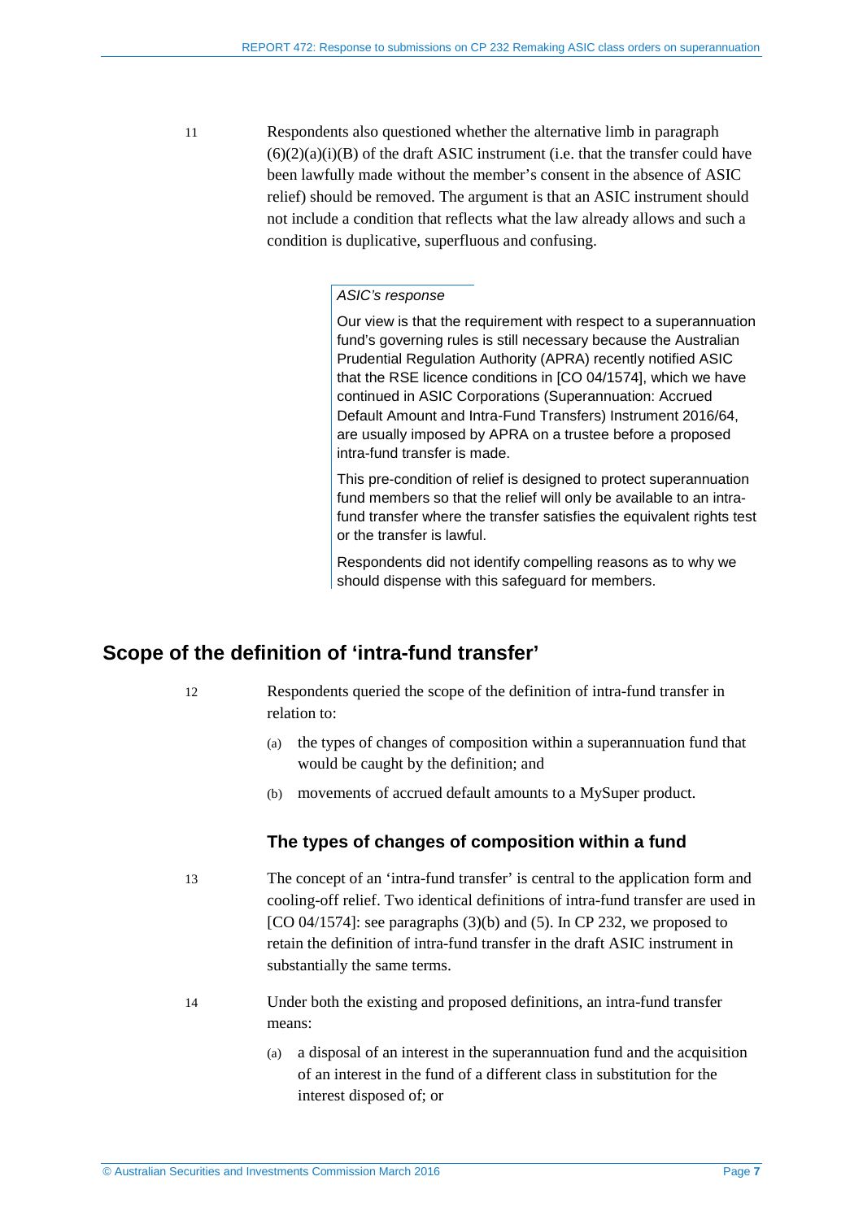11 Respondents also questioned whether the alternative limb in paragraph (6)(2)(a)(i)(B) of the draft ASIC instrument (i.e. that the transfer could have been lawfully made without the member's consent in the absence of ASIC relief) should be removed. The argument is that an ASIC instrument should not include a condition that reflects what the law already allows and such a condition is duplicative, superfluous and confusing.

> *ASIC's response*
>
> Our view is that the requirement with respect to a superannuation fund's governing rules is still necessary because the Australian Prudential Regulation Authority (APRA) recently notified ASIC that the RSE licence conditions in [CO 04/1574], which we have continued in ASIC Corporations (Superannuation: Accrued Default Amount and Intra-Fund Transfers) Instrument 2016/64, are usually imposed by APRA on a trustee before a proposed intra-fund transfer is made.
>
> This pre-condition of relief is designed to protect superannuation fund members so that the relief will only be available to an intra-fund transfer where the transfer satisfies the equivalent rights test or the transfer is lawful.
>
> Respondents did not identify compelling reasons as to why we should dispense with this safeguard for members.

## Scope of the definition of 'intra-fund transfer'

12 Respondents queried the scope of the definition of intra-fund transfer in relation to:

(a) the types of changes of composition within a superannuation fund that would be caught by the definition; and

(b) movements of accrued default amounts to a MySuper product.

### The types of changes of composition within a fund

13 The concept of an 'intra-fund transfer' is central to the application form and cooling-off relief. Two identical definitions of intra-fund transfer are used in [CO 04/1574]: see paragraphs (3)(b) and (5). In CP 232, we proposed to retain the definition of intra-fund transfer in the draft ASIC instrument in substantially the same terms.

14 Under both the existing and proposed definitions, an intra-fund transfer means:

(a) a disposal of an interest in the superannuation fund and the acquisition of an interest in the fund of a different class in substitution for the interest disposed of; or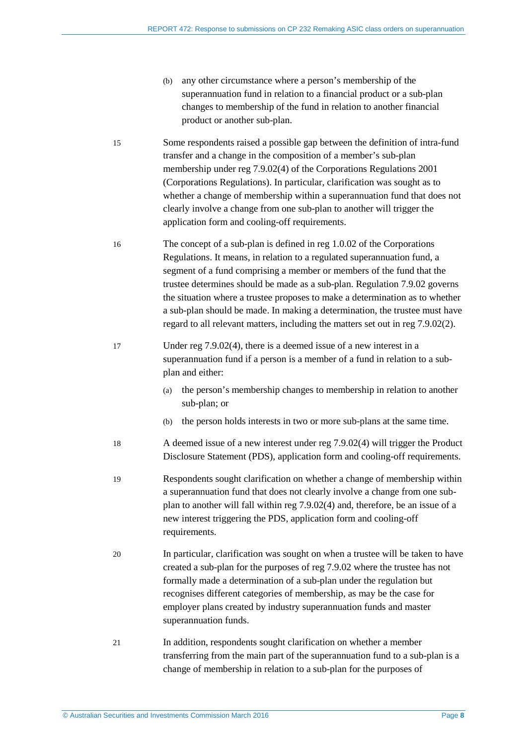(b) any other circumstance where a person's membership of the superannuation fund in relation to a financial product or a sub-plan changes to membership of the fund in relation to another financial product or another sub-plan.

15 Some respondents raised a possible gap between the definition of intra-fund transfer and a change in the composition of a member's sub-plan membership under reg 7.9.02(4) of the Corporations Regulations 2001 (Corporations Regulations). In particular, clarification was sought as to whether a change of membership within a superannuation fund that does not clearly involve a change from one sub-plan to another will trigger the application form and cooling-off requirements.

16 The concept of a sub-plan is defined in reg 1.0.02 of the Corporations Regulations. It means, in relation to a regulated superannuation fund, a segment of a fund comprising a member or members of the fund that the trustee determines should be made as a sub-plan. Regulation 7.9.02 governs the situation where a trustee proposes to make a determination as to whether a sub-plan should be made. In making a determination, the trustee must have regard to all relevant matters, including the matters set out in reg 7.9.02(2).

17 Under reg 7.9.02(4), there is a deemed issue of a new interest in a superannuation fund if a person is a member of a fund in relation to a sub-plan and either:

(a) the person's membership changes to membership in relation to another sub-plan; or

(b) the person holds interests in two or more sub-plans at the same time.

18 A deemed issue of a new interest under reg 7.9.02(4) will trigger the Product Disclosure Statement (PDS), application form and cooling-off requirements.

19 Respondents sought clarification on whether a change of membership within a superannuation fund that does not clearly involve a change from one sub-plan to another will fall within reg 7.9.02(4) and, therefore, be an issue of a new interest triggering the PDS, application form and cooling-off requirements.

20 In particular, clarification was sought on when a trustee will be taken to have created a sub-plan for the purposes of reg 7.9.02 where the trustee has not formally made a determination of a sub-plan under the regulation but recognises different categories of membership, as may be the case for employer plans created by industry superannuation funds and master superannuation funds.

21 In addition, respondents sought clarification on whether a member transferring from the main part of the superannuation fund to a sub-plan is a change of membership in relation to a sub-plan for the purposes of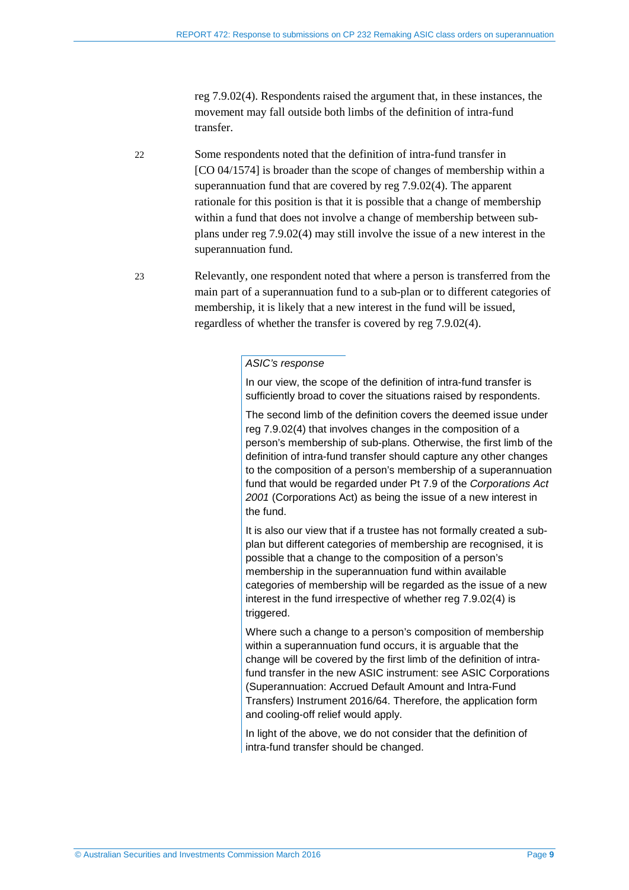reg 7.9.02(4). Respondents raised the argument that, in these instances, the movement may fall outside both limbs of the definition of intra-fund transfer.

22 Some respondents noted that the definition of intra-fund transfer in [CO 04/1574] is broader than the scope of changes of membership within a superannuation fund that are covered by reg 7.9.02(4). The apparent rationale for this position is that it is possible that a change of membership within a fund that does not involve a change of membership between sub-plans under reg 7.9.02(4) may still involve the issue of a new interest in the superannuation fund.

23 Relevantly, one respondent noted that where a person is transferred from the main part of a superannuation fund to a sub-plan or to different categories of membership, it is likely that a new interest in the fund will be issued, regardless of whether the transfer is covered by reg 7.9.02(4).

> *ASIC's response*
>
> In our view, the scope of the definition of intra-fund transfer is sufficiently broad to cover the situations raised by respondents.
>
> The second limb of the definition covers the deemed issue under reg 7.9.02(4) that involves changes in the composition of a person's membership of sub-plans. Otherwise, the first limb of the definition of intra-fund transfer should capture any other changes to the composition of a person's membership of a superannuation fund that would be regarded under Pt 7.9 of the *Corporations Act 2001* (Corporations Act) as being the issue of a new interest in the fund.
>
> It is also our view that if a trustee has not formally created a sub-plan but different categories of membership are recognised, it is possible that a change to the composition of a person's membership in the superannuation fund within available categories of membership will be regarded as the issue of a new interest in the fund irrespective of whether reg 7.9.02(4) is triggered.
>
> Where such a change to a person's composition of membership within a superannuation fund occurs, it is arguable that the change will be covered by the first limb of the definition of intra-fund transfer in the new ASIC instrument: see ASIC Corporations (Superannuation: Accrued Default Amount and Intra-Fund Transfers) Instrument 2016/64. Therefore, the application form and cooling-off relief would apply.
>
> In light of the above, we do not consider that the definition of intra-fund transfer should be changed.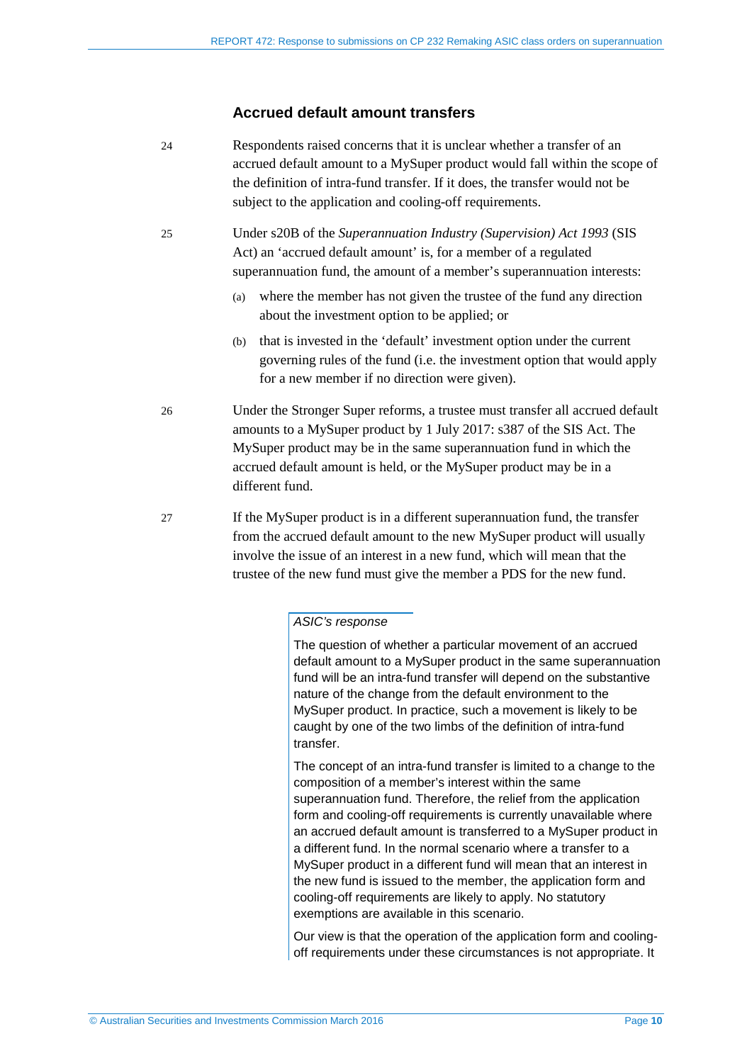### Accrued default amount transfers

24 Respondents raised concerns that it is unclear whether a transfer of an accrued default amount to a MySuper product would fall within the scope of the definition of intra-fund transfer. If it does, the transfer would not be subject to the application and cooling-off requirements.

25 Under s20B of the *Superannuation Industry (Supervision) Act 1993* (SIS Act) an 'accrued default amount' is, for a member of a regulated superannuation fund, the amount of a member's superannuation interests:

(a) where the member has not given the trustee of the fund any direction about the investment option to be applied; or

(b) that is invested in the 'default' investment option under the current governing rules of the fund (i.e. the investment option that would apply for a new member if no direction were given).

26 Under the Stronger Super reforms, a trustee must transfer all accrued default amounts to a MySuper product by 1 July 2017: s387 of the SIS Act. The MySuper product may be in the same superannuation fund in which the accrued default amount is held, or the MySuper product may be in a different fund.

27 If the MySuper product is in a different superannuation fund, the transfer from the accrued default amount to the new MySuper product will usually involve the issue of an interest in a new fund, which will mean that the trustee of the new fund must give the member a PDS for the new fund.

> *ASIC's response*
>
> The question of whether a particular movement of an accrued default amount to a MySuper product in the same superannuation fund will be an intra-fund transfer will depend on the substantive nature of the change from the default environment to the MySuper product. In practice, such a movement is likely to be caught by one of the two limbs of the definition of intra-fund transfer.
>
> The concept of an intra-fund transfer is limited to a change to the composition of a member's interest within the same superannuation fund. Therefore, the relief from the application form and cooling-off requirements is currently unavailable where an accrued default amount is transferred to a MySuper product in a different fund. In the normal scenario where a transfer to a MySuper product in a different fund will mean that an interest in the new fund is issued to the member, the application form and cooling-off requirements are likely to apply. No statutory exemptions are available in this scenario.
>
> Our view is that the operation of the application form and cooling-off requirements under these circumstances is not appropriate. It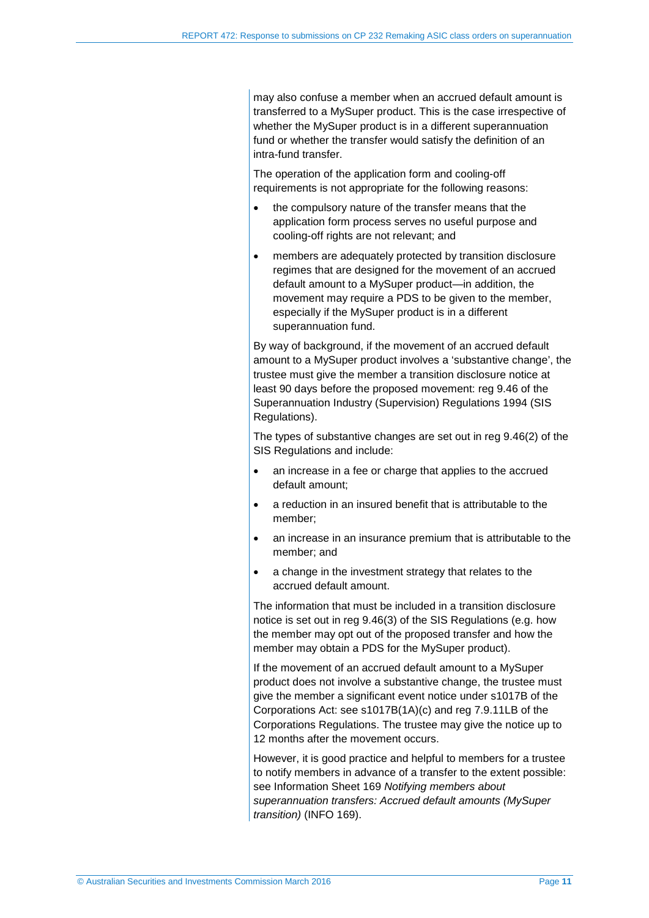may also confuse a member when an accrued default amount is transferred to a MySuper product. This is the case irrespective of whether the MySuper product is in a different superannuation fund or whether the transfer would satisfy the definition of an intra-fund transfer.

The operation of the application form and cooling-off requirements is not appropriate for the following reasons:

- the compulsory nature of the transfer means that the application form process serves no useful purpose and cooling-off rights are not relevant; and
- members are adequately protected by transition disclosure regimes that are designed for the movement of an accrued default amount to a MySuper product—in addition, the movement may require a PDS to be given to the member, especially if the MySuper product is in a different superannuation fund.

By way of background, if the movement of an accrued default amount to a MySuper product involves a 'substantive change', the trustee must give the member a transition disclosure notice at least 90 days before the proposed movement: reg 9.46 of the Superannuation Industry (Supervision) Regulations 1994 (SIS Regulations).

The types of substantive changes are set out in reg 9.46(2) of the SIS Regulations and include:

- an increase in a fee or charge that applies to the accrued default amount;
- a reduction in an insured benefit that is attributable to the member;
- an increase in an insurance premium that is attributable to the member; and
- a change in the investment strategy that relates to the accrued default amount.

The information that must be included in a transition disclosure notice is set out in reg 9.46(3) of the SIS Regulations (e.g. how the member may opt out of the proposed transfer and how the member may obtain a PDS for the MySuper product).

If the movement of an accrued default amount to a MySuper product does not involve a substantive change, the trustee must give the member a significant event notice under s1017B of the Corporations Act: see s1017B(1A)(c) and reg 7.9.11LB of the Corporations Regulations. The trustee may give the notice up to 12 months after the movement occurs.

However, it is good practice and helpful to members for a trustee to notify members in advance of a transfer to the extent possible: see Information Sheet 169 *Notifying members about superannuation transfers: Accrued default amounts (MySuper transition)* (INFO 169).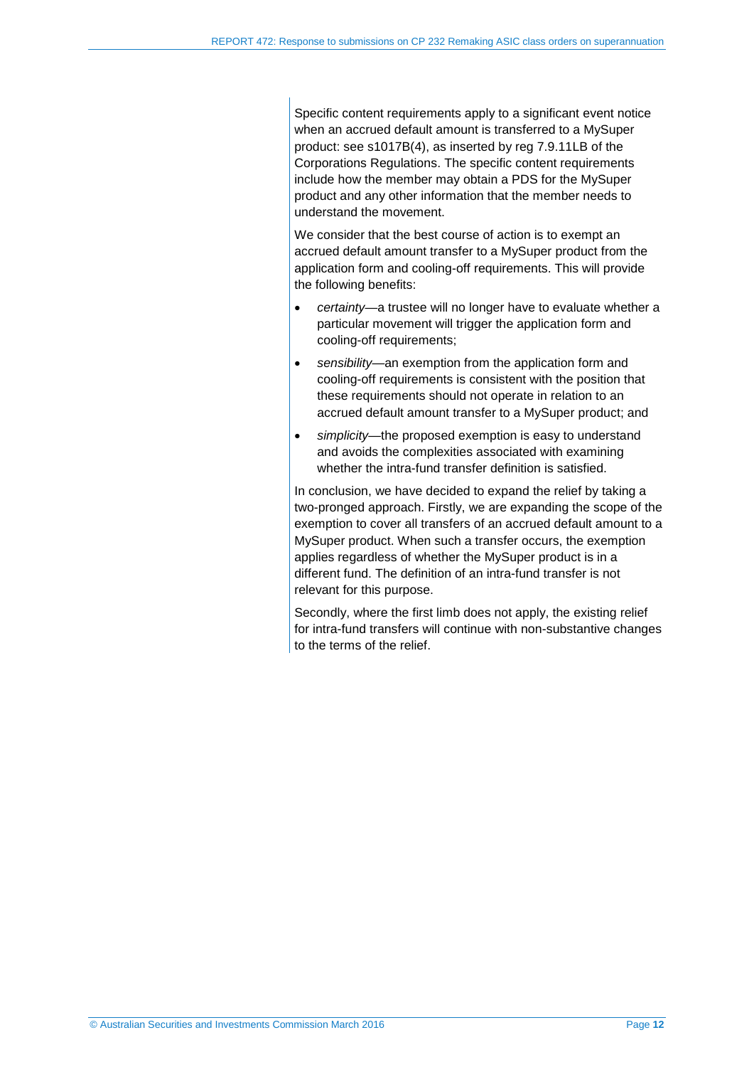Specific content requirements apply to a significant event notice when an accrued default amount is transferred to a MySuper product: see s1017B(4), as inserted by reg 7.9.11LB of the Corporations Regulations. The specific content requirements include how the member may obtain a PDS for the MySuper product and any other information that the member needs to understand the movement.

We consider that the best course of action is to exempt an accrued default amount transfer to a MySuper product from the application form and cooling-off requirements. This will provide the following benefits:

- *certainty*—a trustee will no longer have to evaluate whether a particular movement will trigger the application form and cooling-off requirements;
- *sensibility*—an exemption from the application form and cooling-off requirements is consistent with the position that these requirements should not operate in relation to an accrued default amount transfer to a MySuper product; and
- *simplicity*—the proposed exemption is easy to understand and avoids the complexities associated with examining whether the intra-fund transfer definition is satisfied.

In conclusion, we have decided to expand the relief by taking a two-pronged approach. Firstly, we are expanding the scope of the exemption to cover all transfers of an accrued default amount to a MySuper product. When such a transfer occurs, the exemption applies regardless of whether the MySuper product is in a different fund. The definition of an intra-fund transfer is not relevant for this purpose.

Secondly, where the first limb does not apply, the existing relief for intra-fund transfers will continue with non-substantive changes to the terms of the relief.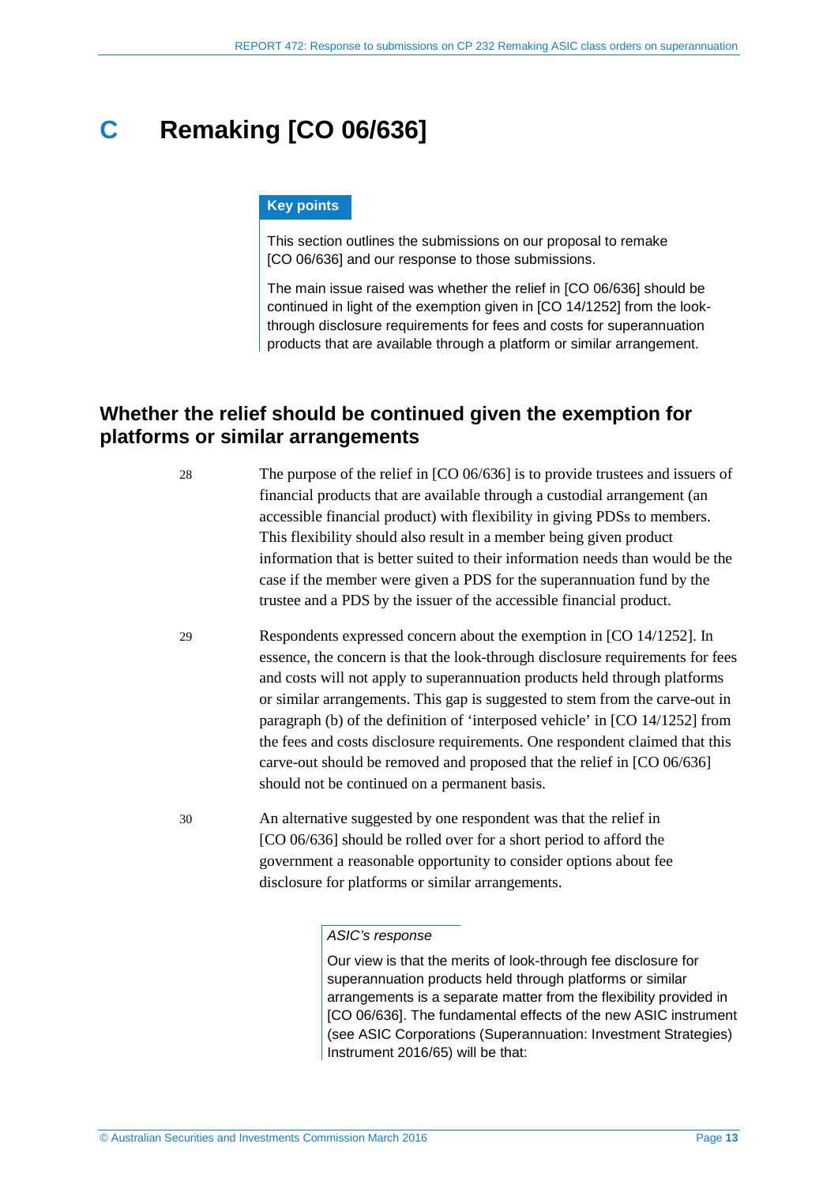# C Remaking [CO 06/636]

**Key points**

This section outlines the submissions on our proposal to remake [CO 06/636] and our response to those submissions.

The main issue raised was whether the relief in [CO 06/636] should be continued in light of the exemption given in [CO 14/1252] from the look-through disclosure requirements for fees and costs for superannuation products that are available through a platform or similar arrangement.

## Whether the relief should be continued given the exemption for platforms or similar arrangements

28 The purpose of the relief in [CO 06/636] is to provide trustees and issuers of financial products that are available through a custodial arrangement (an accessible financial product) with flexibility in giving PDSs to members. This flexibility should also result in a member being given product information that is better suited to their information needs than would be the case if the member were given a PDS for the superannuation fund by the trustee and a PDS by the issuer of the accessible financial product.

29 Respondents expressed concern about the exemption in [CO 14/1252]. In essence, the concern is that the look-through disclosure requirements for fees and costs will not apply to superannuation products held through platforms or similar arrangements. This gap is suggested to stem from the carve-out in paragraph (b) of the definition of 'interposed vehicle' in [CO 14/1252] from the fees and costs disclosure requirements. One respondent claimed that this carve-out should be removed and proposed that the relief in [CO 06/636] should not be continued on a permanent basis.

30 An alternative suggested by one respondent was that the relief in [CO 06/636] should be rolled over for a short period to afford the government a reasonable opportunity to consider options about fee disclosure for platforms or similar arrangements.

*ASIC's response*

Our view is that the merits of look-through fee disclosure for superannuation products held through platforms or similar arrangements is a separate matter from the flexibility provided in [CO 06/636]. The fundamental effects of the new ASIC instrument (see ASIC Corporations (Superannuation: Investment Strategies) Instrument 2016/65) will be that: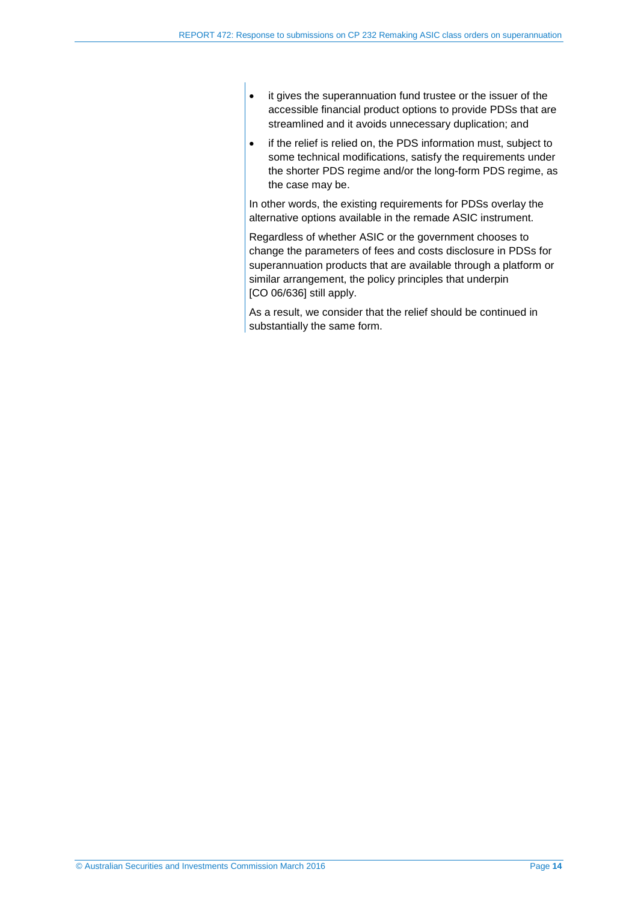- it gives the superannuation fund trustee or the issuer of the accessible financial product options to provide PDSs that are streamlined and it avoids unnecessary duplication; and
- if the relief is relied on, the PDS information must, subject to some technical modifications, satisfy the requirements under the shorter PDS regime and/or the long-form PDS regime, as the case may be.

In other words, the existing requirements for PDSs overlay the alternative options available in the remade ASIC instrument.

Regardless of whether ASIC or the government chooses to change the parameters of fees and costs disclosure in PDSs for superannuation products that are available through a platform or similar arrangement, the policy principles that underpin [CO 06/636] still apply.

As a result, we consider that the relief should be continued in substantially the same form.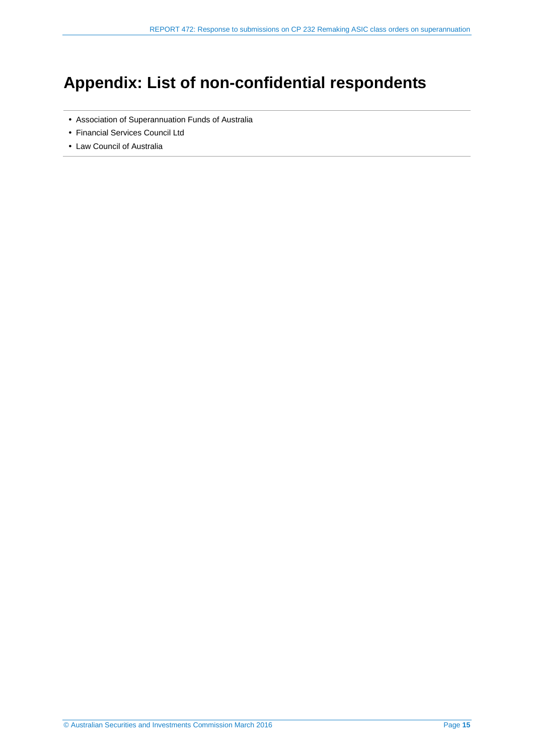# Appendix: List of non-confidential respondents

- Association of Superannuation Funds of Australia
- Financial Services Council Ltd
- Law Council of Australia